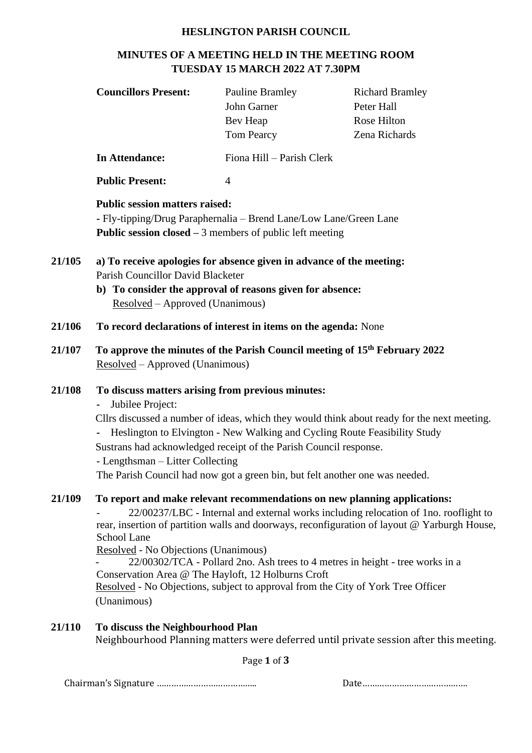**HESLINGTON PARISH COUNCIL**

**MINUTES OF A MEETING HELD IN THE MEETING ROOM**
**TUESDAY 15 MARCH 2022 AT 7.30PM**

| **Councillors Present:** | Pauline Bramley | Richard Bramley |
|---|---|---|
| | John Garner | Peter Hall |
| | Bev Heap | Rose Hilton |
| | Tom Pearcy | Zena Richards |
| **In Attendance:** | Fiona Hill – Parish Clerk | |
| **Public Present:** | 4 | |

**Public session matters raised:**
- Fly-tipping/Drug Paraphernalia – Brend Lane/Low Lane/Green Lane

**Public session closed –** 3 members of public left meeting

**21/105 a) To receive apologies for absence given in advance of the meeting:**
Parish Councillor David Blacketer

**b) To consider the approval of reasons given for absence:**
Resolved – Approved (Unanimous)

**21/106 To record declarations of interest in items on the agenda:** None

**21/107 To approve the minutes of the Parish Council meeting of 15th February 2022**
Resolved – Approved (Unanimous)

**21/108 To discuss matters arising from previous minutes:**

- Jubilee Project:

Cllrs discussed a number of ideas, which they would think about ready for the next meeting.

- Heslington to Elvington - New Walking and Cycling Route Feasibility Study

Sustrans had acknowledged receipt of the Parish Council response.

- Lengthsman – Litter Collecting

The Parish Council had now got a green bin, but felt another one was needed.

**21/109 To report and make relevant recommendations on new planning applications:**

- 22/00237/LBC - Internal and external works including relocation of 1no. rooflight to rear, insertion of partition walls and doorways, reconfiguration of layout @ Yarburgh House, School Lane

Resolved - No Objections (Unanimous)

- 22/00302/TCA - Pollard 2no. Ash trees to 4 metres in height - tree works in a Conservation Area @ The Hayloft, 12 Holburns Croft

Resolved - No Objections, subject to approval from the City of York Tree Officer (Unanimous)

**21/110 To discuss the Neighbourhood Plan**
Neighbourhood Planning matters were deferred until private session after this meeting.

Chairman's Signature ………………………………… Date……………………………………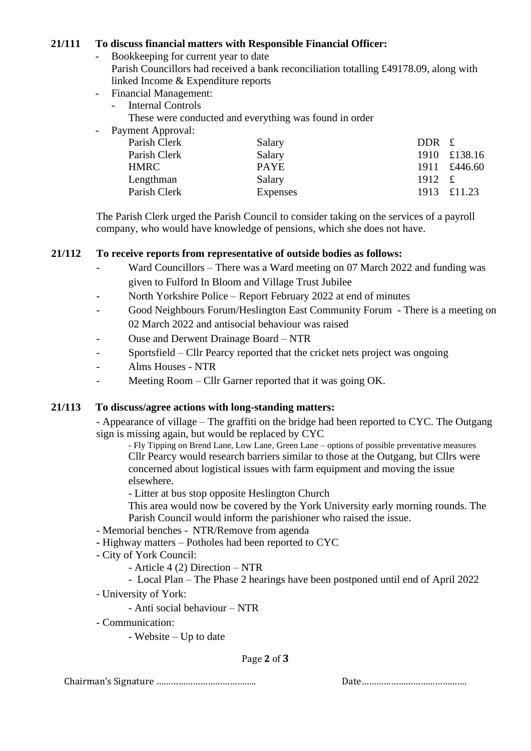**21/111 To discuss financial matters with Responsible Financial Officer:**

- Bookkeeping for current year to date
  Parish Councillors had received a bank reconciliation totalling £49178.09, along with linked Income & Expenditure reports
- Financial Management:
  - Internal Controls
    These were conducted and everything was found in order
- Payment Approval:

| | | | |
|---|---|---|---|
| Parish Clerk | Salary | DDR | £ |
| Parish Clerk | Salary | 1910 | £138.16 |
| HMRC | PAYE | 1911 | £446.60 |
| Lengthman | Salary | 1912 | £ |
| Parish Clerk | Expenses | 1913 | £11.23 |

The Parish Clerk urged the Parish Council to consider taking on the services of a payroll company, who would have knowledge of pensions, which she does not have.

**21/112 To receive reports from representative of outside bodies as follows:**

- Ward Councillors – There was a Ward meeting on 07 March 2022 and funding was given to Fulford In Bloom and Village Trust Jubilee
- North Yorkshire Police – Report February 2022 at end of minutes
- Good Neighbours Forum/Heslington East Community Forum - There is a meeting on 02 March 2022 and antisocial behaviour was raised
- Ouse and Derwent Drainage Board – NTR
- Sportsfield – Cllr Pearcy reported that the cricket nets project was ongoing
- Alms Houses - NTR
- Meeting Room – Cllr Garner reported that it was going OK.

**21/113 To discuss/agree actions with long-standing matters:**

- Appearance of village – The graffiti on the bridge had been reported to CYC. The Outgang sign is missing again, but would be replaced by CYC
  - Fly Tipping on Brend Lane, Low Lane, Green Lane – options of possible preventative measures
    Cllr Pearcy would research barriers similar to those at the Outgang, but Cllrs were concerned about logistical issues with farm equipment and moving the issue elsewhere.
  - Litter at bus stop opposite Heslington Church
    This area would now be covered by the York University early morning rounds. The Parish Council would inform the parishioner who raised the issue.
- Memorial benches - NTR/Remove from agenda
- Highway matters – Potholes had been reported to CYC
- City of York Council:
  - Article 4 (2) Direction – NTR
  - Local Plan – The Phase 2 hearings have been postponed until end of April 2022
- University of York:
  - Anti social behaviour – NTR
- Communication:
  - Website – Up to date

Chairman's Signature ………………………………… Date……………………………………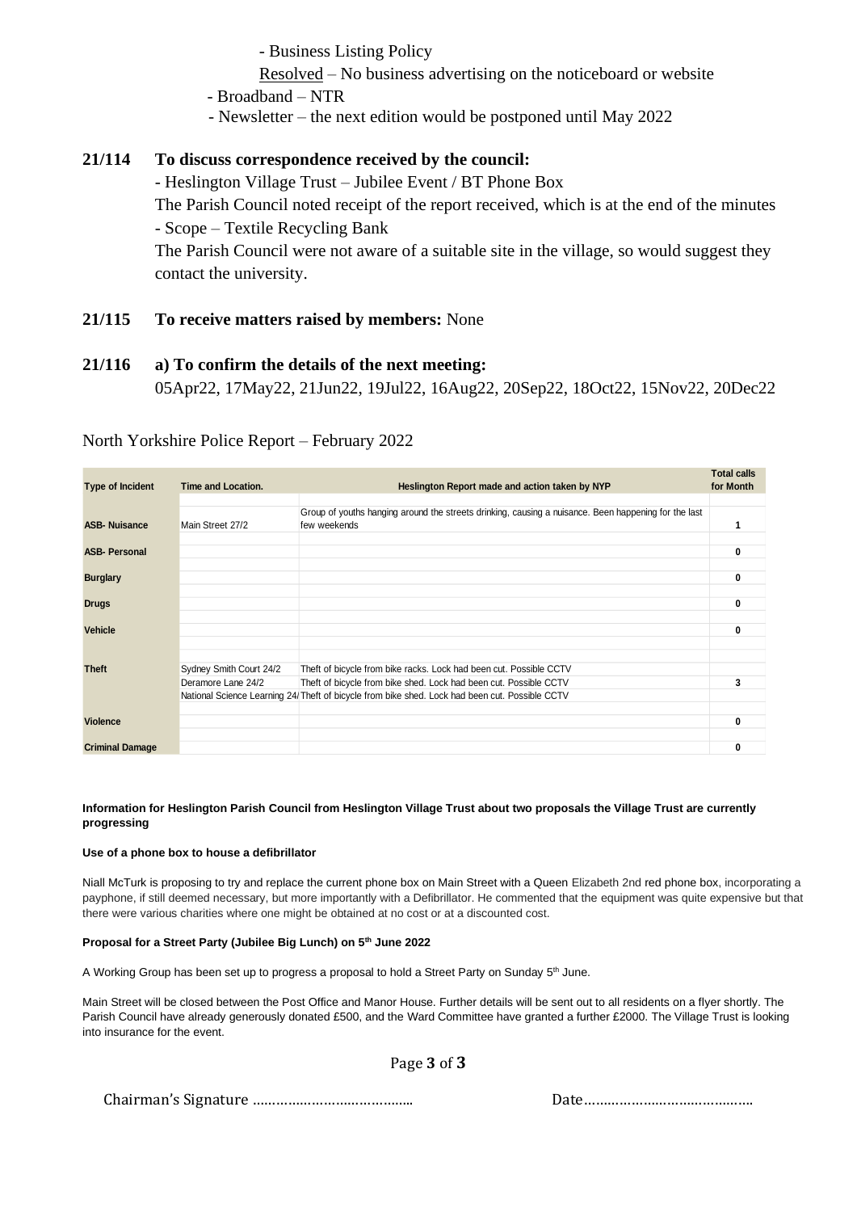- Business Listing Policy

Resolved – No business advertising on the noticeboard or website

- Broadband – NTR
- Newsletter – the next edition would be postponed until May 2022

**21/114 To discuss correspondence received by the council:**

- Heslington Village Trust – Jubilee Event / BT Phone Box

The Parish Council noted receipt of the report received, which is at the end of the minutes

- Scope – Textile Recycling Bank

The Parish Council were not aware of a suitable site in the village, so would suggest they contact the university.

**21/115 To receive matters raised by members:** None

**21/116 a) To confirm the details of the next meeting:**

05Apr22, 17May22, 21Jun22, 19Jul22, 16Aug22, 20Sep22, 18Oct22, 15Nov22, 20Dec22

North Yorkshire Police Report – February 2022

| Type of Incident | Time and Location. | Heslington Report made and action taken by NYP | Total calls for Month |
|---|---|---|---|
| ASB- Nuisance | Main Street 27/2 | Group of youths hanging around the streets drinking, causing a nuisance. Been happening for the last few weekends | 1 |
| ASB- Personal | | | 0 |
| Burglary | | | 0 |
| Drugs | | | 0 |
| Vehicle | | | 0 |
| Theft | Sydney Smith Court 24/2 | Theft of bicycle from bike racks. Lock had been cut. Possible CCTV | |
| | Deramore Lane 24/2 | Theft of bicycle from bike shed. Lock had been cut. Possible CCTV | 3 |
| | National Science Learning 24/ | Theft of bicycle from bike shed. Lock had been cut. Possible CCTV | |
| Violence | | | 0 |
| Criminal Damage | | | 0 |

**Information for Heslington Parish Council from Heslington Village Trust about two proposals the Village Trust are currently progressing**

**Use of a phone box to house a defibrillator**

Niall McTurk is proposing to try and replace the current phone box on Main Street with a Queen Elizabeth 2nd red phone box, incorporating a payphone, if still deemed necessary, but more importantly with a Defibrillator. He commented that the equipment was quite expensive but that there were various charities where one might be obtained at no cost or at a discounted cost.

**Proposal for a Street Party (Jubilee Big Lunch) on 5th June 2022**

A Working Group has been set up to progress a proposal to hold a Street Party on Sunday 5th June.

Main Street will be closed between the Post Office and Manor House. Further details will be sent out to all residents on a flyer shortly. The Parish Council have already generously donated £500, and the Ward Committee have granted a further £2000. The Village Trust is looking into insurance for the event.

Chairman's Signature ………………………………… Date……………………………………